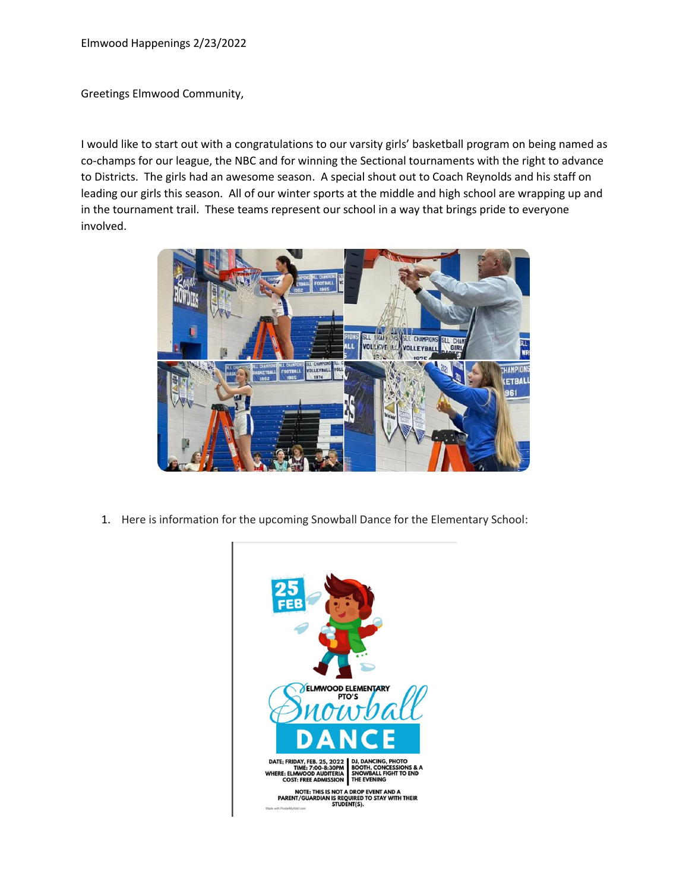Elmwood Happenings 2/23/2022

Greetings Elmwood Community,

I would like to start out with a congratulations to our varsity girls' basketball program on being named as co-champs for our league, the NBC and for winning the Sectional tournaments with the right to advance to Districts. The girls had an awesome season. A special shout out to Coach Reynolds and his staff on leading our girls this season. All of our winter sports at the middle and high school are wrapping up and in the tournament trail. These teams represent our school in a way that brings pride to everyone involved.

1. Here is information for the upcoming Snowball Dance for the Elementary School: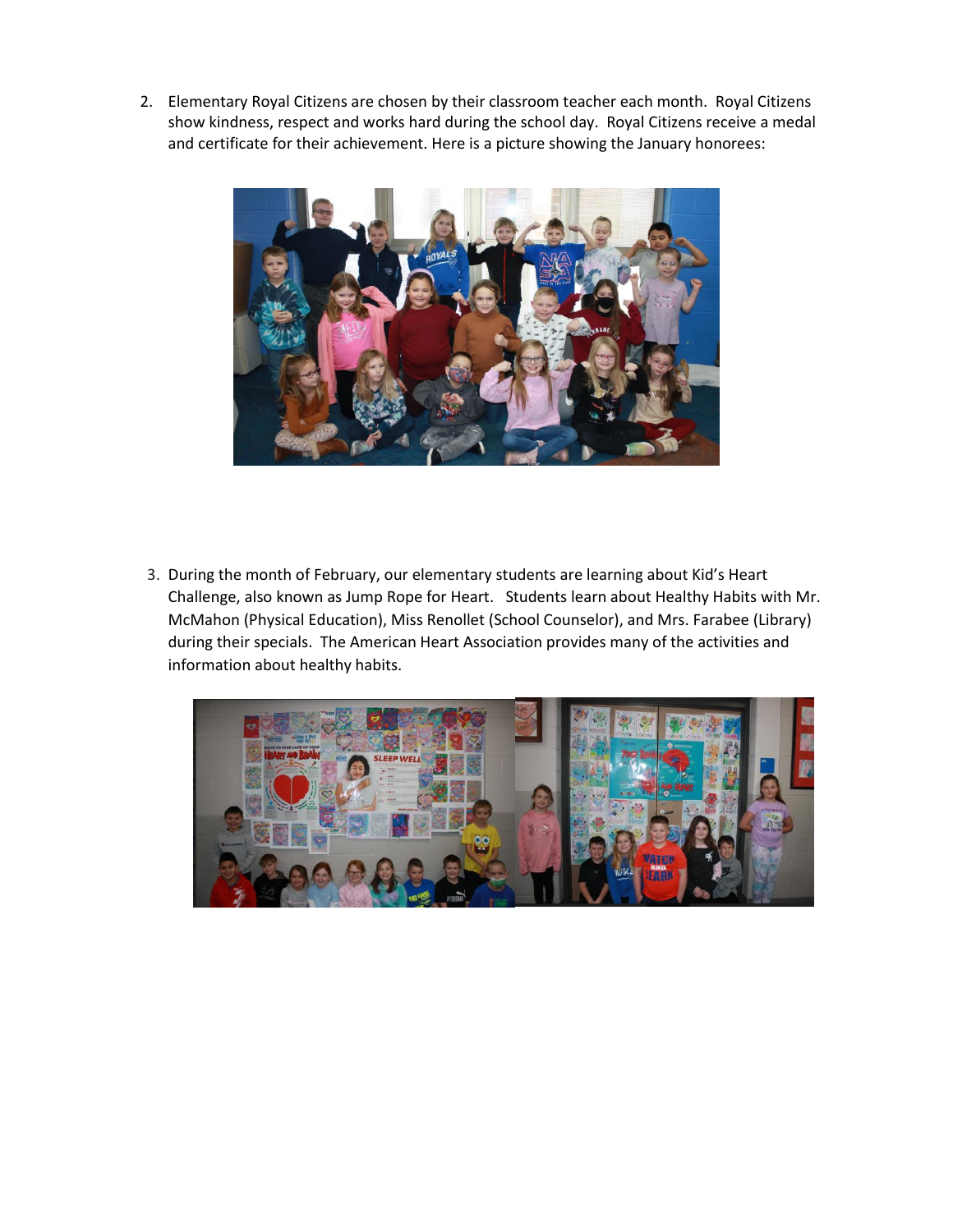2. Elementary Royal Citizens are chosen by their classroom teacher each month. Royal Citizens show kindness, respect and works hard during the school day. Royal Citizens receive a medal and certificate for their achievement. Here is a picture showing the January honorees:

3. During the month of February, our elementary students are learning about Kid's Heart Challenge, also known as Jump Rope for Heart. Students learn about Healthy Habits with Mr. McMahon (Physical Education), Miss Renollet (School Counselor), and Mrs. Farabee (Library) during their specials. The American Heart Association provides many of the activities and information about healthy habits.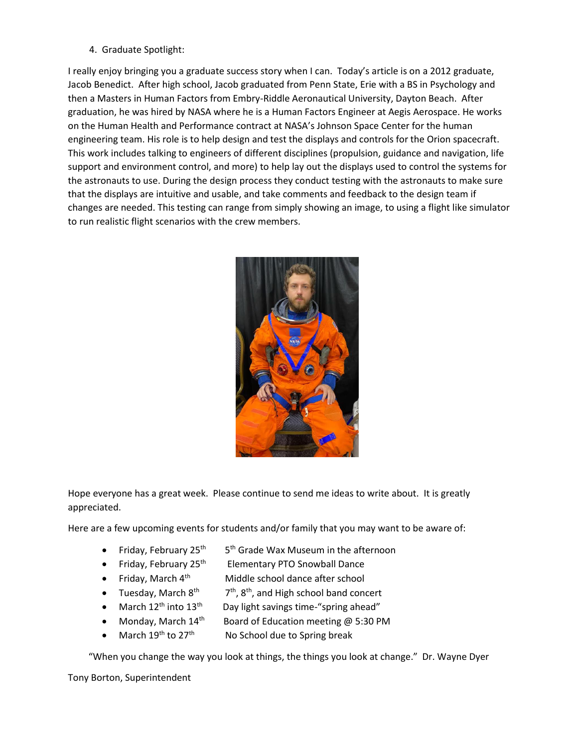4. Graduate Spotlight:

I really enjoy bringing you a graduate success story when I can. Today's article is on a 2012 graduate, Jacob Benedict. After high school, Jacob graduated from Penn State, Erie with a BS in Psychology and then a Masters in Human Factors from Embry-Riddle Aeronautical University, Dayton Beach. After graduation, he was hired by NASA where he is a Human Factors Engineer at Aegis Aerospace. He works on the Human Health and Performance contract at NASA's Johnson Space Center for the human engineering team. His role is to help design and test the displays and controls for the Orion spacecraft. This work includes talking to engineers of different disciplines (propulsion, guidance and navigation, life support and environment control, and more) to help lay out the displays used to control the systems for the astronauts to use. During the design process they conduct testing with the astronauts to make sure that the displays are intuitive and usable, and take comments and feedback to the design team if changes are needed. This testing can range from simply showing an image, to using a flight like simulator to run realistic flight scenarios with the crew members.

Hope everyone has a great week. Please continue to send me ideas to write about. It is greatly appreciated.

Here are a few upcoming events for students and/or family that you may want to be aware of:

- Friday, February 25th — 5th Grade Wax Museum in the afternoon
- Friday, February 25th — Elementary PTO Snowball Dance
- Friday, March 4th — Middle school dance after school
- Tuesday, March 8th — 7th, 8th, and High school band concert
- March 12th into 13th — Day light savings time-"spring ahead"
- Monday, March 14th — Board of Education meeting @ 5:30 PM
- March 19th to 27th — No School due to Spring break

"When you change the way you look at things, the things you look at change." Dr. Wayne Dyer

Tony Borton, Superintendent